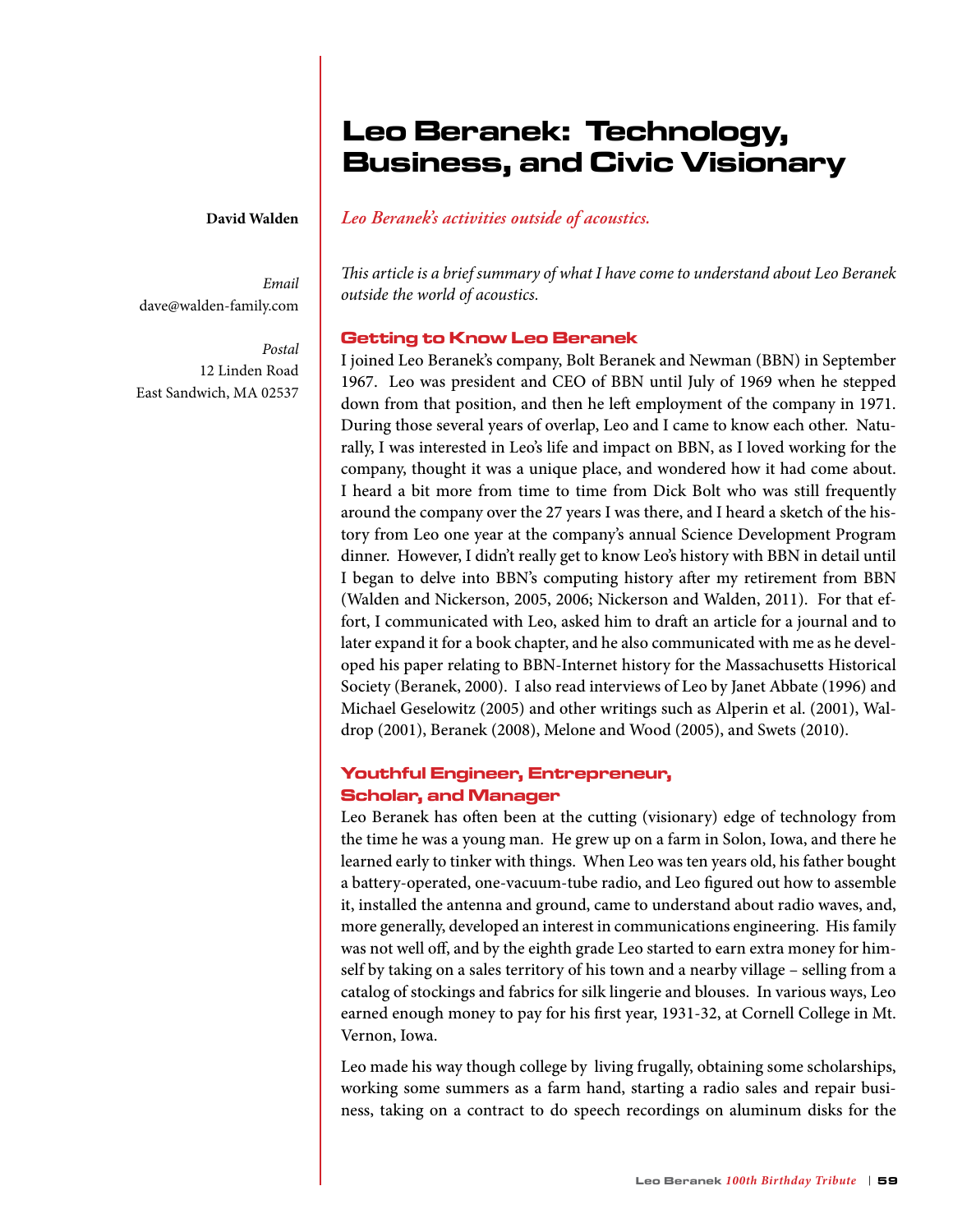# Leo Beranek: Technology, Business, and Civic Visionary

**David Walden**

*Email*
dave@walden-family.com

*Postal*
12 Linden Road
East Sandwich, MA 02537

*Leo Beranek's activities outside of acoustics.*

*This article is a brief summary of what I have come to understand about Leo Beranek outside the world of acoustics.*

## Getting to Know Leo Beranek

I joined Leo Beranek's company, Bolt Beranek and Newman (BBN) in September 1967. Leo was president and CEO of BBN until July of 1969 when he stepped down from that position, and then he left employment of the company in 1971. During those several years of overlap, Leo and I came to know each other. Naturally, I was interested in Leo's life and impact on BBN, as I loved working for the company, thought it was a unique place, and wondered how it had come about. I heard a bit more from time to time from Dick Bolt who was still frequently around the company over the 27 years I was there, and I heard a sketch of the history from Leo one year at the company's annual Science Development Program dinner. However, I didn't really get to know Leo's history with BBN in detail until I began to delve into BBN's computing history after my retirement from BBN (Walden and Nickerson, 2005, 2006; Nickerson and Walden, 2011). For that effort, I communicated with Leo, asked him to draft an article for a journal and to later expand it for a book chapter, and he also communicated with me as he developed his paper relating to BBN-Internet history for the Massachusetts Historical Society (Beranek, 2000). I also read interviews of Leo by Janet Abbate (1996) and Michael Geselowitz (2005) and other writings such as Alperin et al. (2001), Waldrop (2001), Beranek (2008), Melone and Wood (2005), and Swets (2010).

## Youthful Engineer, Entrepreneur, Scholar, and Manager

Leo Beranek has often been at the cutting (visionary) edge of technology from the time he was a young man. He grew up on a farm in Solon, Iowa, and there he learned early to tinker with things. When Leo was ten years old, his father bought a battery-operated, one-vacuum-tube radio, and Leo figured out how to assemble it, installed the antenna and ground, came to understand about radio waves, and, more generally, developed an interest in communications engineering. His family was not well off, and by the eighth grade Leo started to earn extra money for himself by taking on a sales territory of his town and a nearby village – selling from a catalog of stockings and fabrics for silk lingerie and blouses. In various ways, Leo earned enough money to pay for his first year, 1931-32, at Cornell College in Mt. Vernon, Iowa.

Leo made his way though college by living frugally, obtaining some scholarships, working some summers as a farm hand, starting a radio sales and repair business, taking on a contract to do speech recordings on aluminum disks for the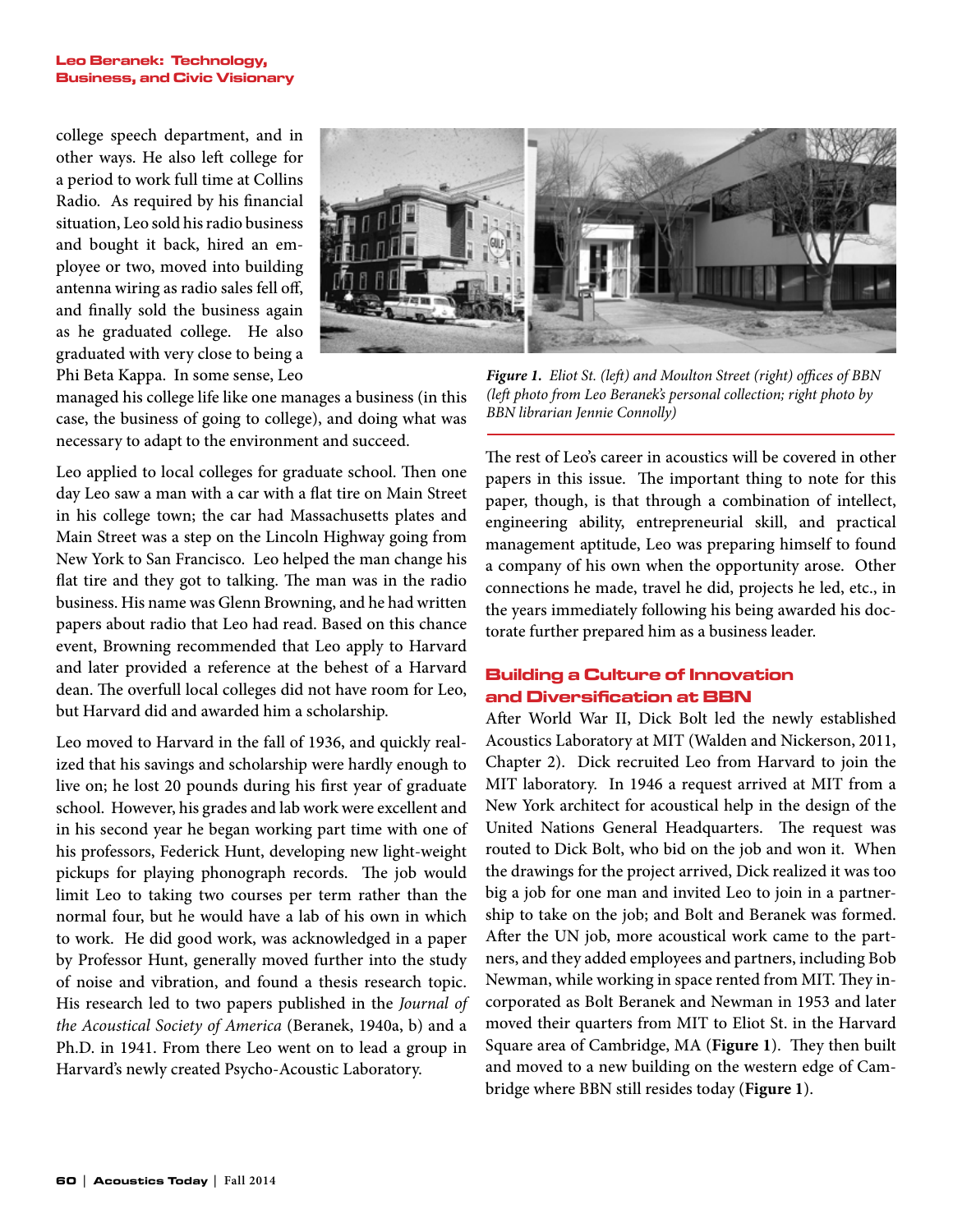college speech department, and in other ways. He also left college for a period to work full time at Collins Radio. As required by his financial situation, Leo sold his radio business and bought it back, hired an employee or two, moved into building antenna wiring as radio sales fell off, and finally sold the business again as he graduated college. He also graduated with very close to being a Phi Beta Kappa. In some sense, Leo managed his college life like one manages a business (in this case, the business of going to college), and doing what was necessary to adapt to the environment and succeed.

Leo applied to local colleges for graduate school. Then one day Leo saw a man with a car with a flat tire on Main Street in his college town; the car had Massachusetts plates and Main Street was a step on the Lincoln Highway going from New York to San Francisco. Leo helped the man change his flat tire and they got to talking. The man was in the radio business. His name was Glenn Browning, and he had written papers about radio that Leo had read. Based on this chance event, Browning recommended that Leo apply to Harvard and later provided a reference at the behest of a Harvard dean. The overfull local colleges did not have room for Leo, but Harvard did and awarded him a scholarship.

Leo moved to Harvard in the fall of 1936, and quickly realized that his savings and scholarship were hardly enough to live on; he lost 20 pounds during his first year of graduate school. However, his grades and lab work were excellent and in his second year he began working part time with one of his professors, Federick Hunt, developing new light-weight pickups for playing phonograph records. The job would limit Leo to taking two courses per term rather than the normal four, but he would have a lab of his own in which to work. He did good work, was acknowledged in a paper by Professor Hunt, generally moved further into the study of noise and vibration, and found a thesis research topic. His research led to two papers published in the *Journal of the Acoustical Society of America* (Beranek, 1940a, b) and a Ph.D. in 1941. From there Leo went on to lead a group in Harvard's newly created Psycho-Acoustic Laboratory.

***Figure 1.*** *Eliot St. (left) and Moulton Street (right) offices of BBN (left photo from Leo Beranek's personal collection; right photo by BBN librarian Jennie Connolly)*

The rest of Leo's career in acoustics will be covered in other papers in this issue. The important thing to note for this paper, though, is that through a combination of intellect, engineering ability, entrepreneurial skill, and practical management aptitude, Leo was preparing himself to found a company of his own when the opportunity arose. Other connections he made, travel he did, projects he led, etc., in the years immediately following his being awarded his doctorate further prepared him as a business leader.

## Building a Culture of Innovation and Diversification at BBN

After World War II, Dick Bolt led the newly established Acoustics Laboratory at MIT (Walden and Nickerson, 2011, Chapter 2). Dick recruited Leo from Harvard to join the MIT laboratory. In 1946 a request arrived at MIT from a New York architect for acoustical help in the design of the United Nations General Headquarters. The request was routed to Dick Bolt, who bid on the job and won it. When the drawings for the project arrived, Dick realized it was too big a job for one man and invited Leo to join in a partnership to take on the job; and Bolt and Beranek was formed. After the UN job, more acoustical work came to the partners, and they added employees and partners, including Bob Newman, while working in space rented from MIT. They incorporated as Bolt Beranek and Newman in 1953 and later moved their quarters from MIT to Eliot St. in the Harvard Square area of Cambridge, MA (**Figure 1**). They then built and moved to a new building on the western edge of Cambridge where BBN still resides today (**Figure 1**).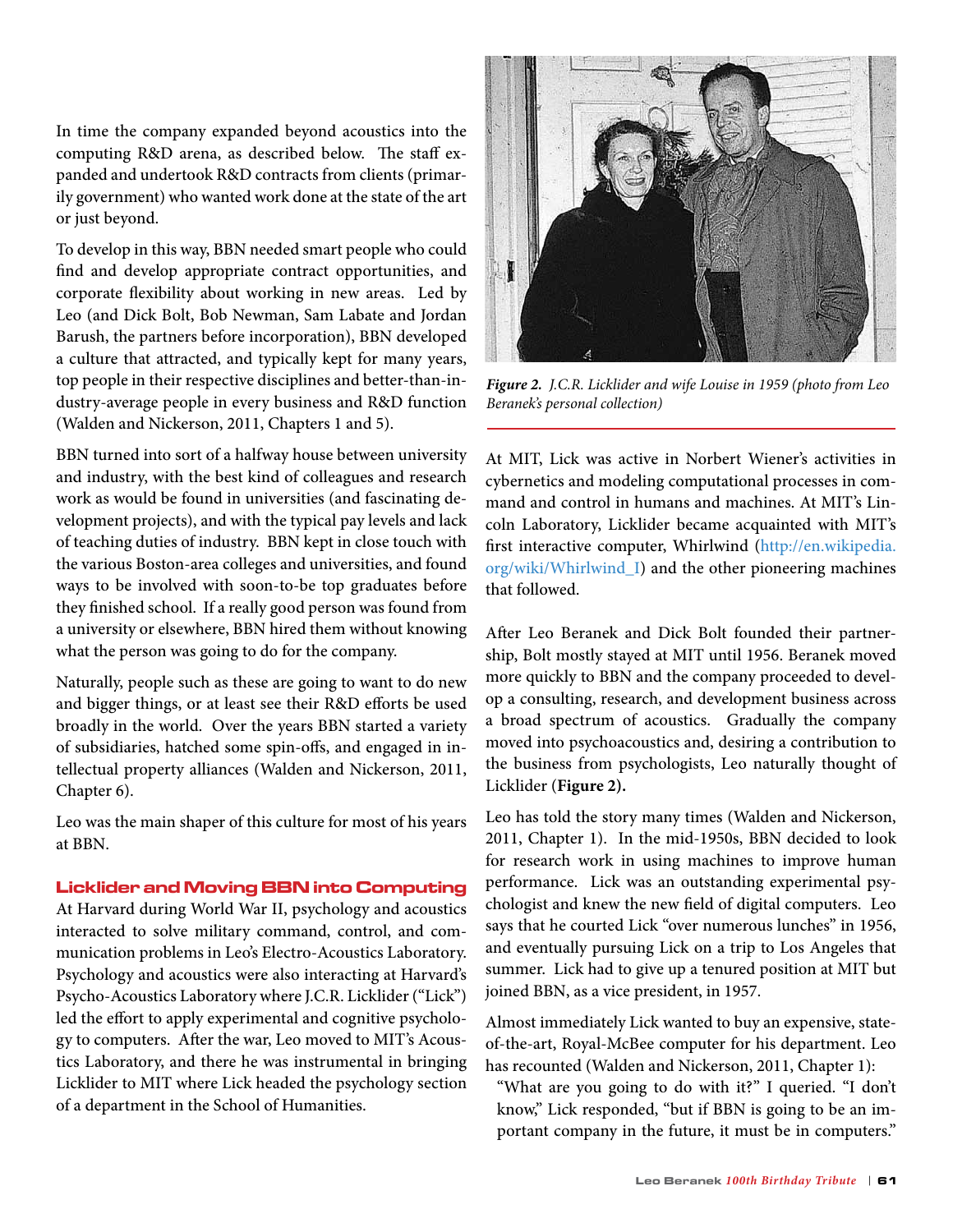In time the company expanded beyond acoustics into the computing R&D arena, as described below. The staff expanded and undertook R&D contracts from clients (primarily government) who wanted work done at the state of the art or just beyond.

To develop in this way, BBN needed smart people who could find and develop appropriate contract opportunities, and corporate flexibility about working in new areas. Led by Leo (and Dick Bolt, Bob Newman, Sam Labate and Jordan Barush, the partners before incorporation), BBN developed a culture that attracted, and typically kept for many years, top people in their respective disciplines and better-than-industry-average people in every business and R&D function (Walden and Nickerson, 2011, Chapters 1 and 5).

BBN turned into sort of a halfway house between university and industry, with the best kind of colleagues and research work as would be found in universities (and fascinating development projects), and with the typical pay levels and lack of teaching duties of industry. BBN kept in close touch with the various Boston-area colleges and universities, and found ways to be involved with soon-to-be top graduates before they finished school. If a really good person was found from a university or elsewhere, BBN hired them without knowing what the person was going to do for the company.

Naturally, people such as these are going to want to do new and bigger things, or at least see their R&D efforts be used broadly in the world. Over the years BBN started a variety of subsidiaries, hatched some spin-offs, and engaged in intellectual property alliances (Walden and Nickerson, 2011, Chapter 6).

Leo was the main shaper of this culture for most of his years at BBN.

## Licklider and Moving BBN into Computing

At Harvard during World War II, psychology and acoustics interacted to solve military command, control, and communication problems in Leo's Electro-Acoustics Laboratory. Psychology and acoustics were also interacting at Harvard's Psycho-Acoustics Laboratory where J.C.R. Licklider ("Lick") led the effort to apply experimental and cognitive psychology to computers. After the war, Leo moved to MIT's Acoustics Laboratory, and there he was instrumental in bringing Licklider to MIT where Lick headed the psychology section of a department in the School of Humanities.

***Figure 2.** J.C.R. Licklider and wife Louise in 1959 (photo from Leo Beranek's personal collection)*

At MIT, Lick was active in Norbert Wiener's activities in cybernetics and modeling computational processes in command and control in humans and machines. At MIT's Lincoln Laboratory, Licklider became acquainted with MIT's first interactive computer, Whirlwind (http://en.wikipedia.org/wiki/Whirlwind_I) and the other pioneering machines that followed.

After Leo Beranek and Dick Bolt founded their partnership, Bolt mostly stayed at MIT until 1956. Beranek moved more quickly to BBN and the company proceeded to develop a consulting, research, and development business across a broad spectrum of acoustics. Gradually the company moved into psychoacoustics and, desiring a contribution to the business from psychologists, Leo naturally thought of Licklider (**Figure 2).**

Leo has told the story many times (Walden and Nickerson, 2011, Chapter 1). In the mid-1950s, BBN decided to look for research work in using machines to improve human performance. Lick was an outstanding experimental psychologist and knew the new field of digital computers. Leo says that he courted Lick "over numerous lunches" in 1956, and eventually pursuing Lick on a trip to Los Angeles that summer. Lick had to give up a tenured position at MIT but joined BBN, as a vice president, in 1957.

Almost immediately Lick wanted to buy an expensive, state-of-the-art, Royal-McBee computer for his department. Leo has recounted (Walden and Nickerson, 2011, Chapter 1):

> "What are you going to do with it?" I queried. "I don't know," Lick responded, "but if BBN is going to be an important company in the future, it must be in computers."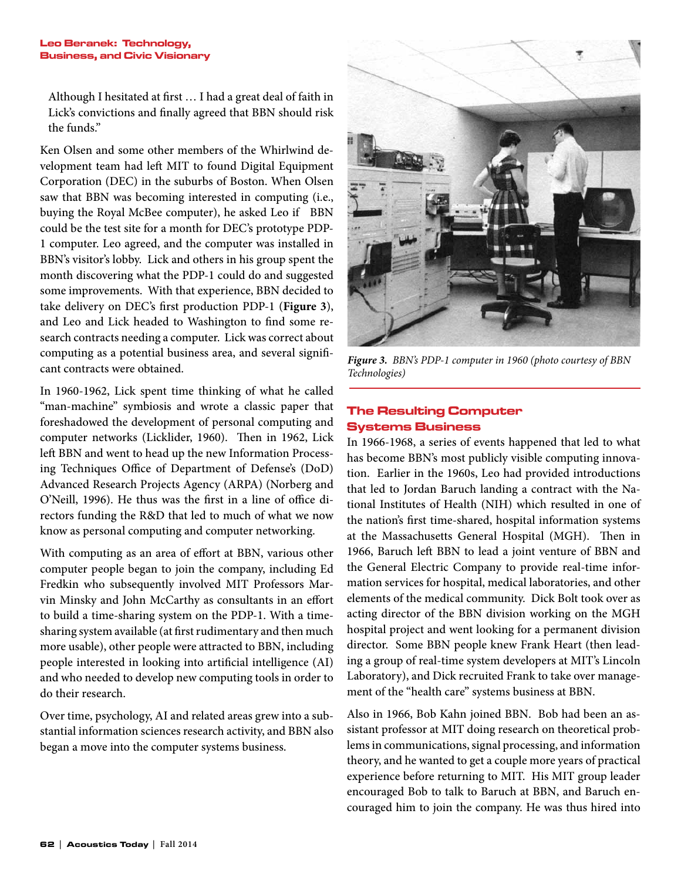Although I hesitated at first … I had a great deal of faith in Lick's convictions and finally agreed that BBN should risk the funds."

Ken Olsen and some other members of the Whirlwind development team had left MIT to found Digital Equipment Corporation (DEC) in the suburbs of Boston. When Olsen saw that BBN was becoming interested in computing (i.e., buying the Royal McBee computer), he asked Leo if BBN could be the test site for a month for DEC's prototype PDP-1 computer. Leo agreed, and the computer was installed in BBN's visitor's lobby. Lick and others in his group spent the month discovering what the PDP-1 could do and suggested some improvements. With that experience, BBN decided to take delivery on DEC's first production PDP-1 (**Figure 3**), and Leo and Lick headed to Washington to find some research contracts needing a computer. Lick was correct about computing as a potential business area, and several significant contracts were obtained.

In 1960-1962, Lick spent time thinking of what he called "man-machine" symbiosis and wrote a classic paper that foreshadowed the development of personal computing and computer networks (Licklider, 1960). Then in 1962, Lick left BBN and went to head up the new Information Processing Techniques Office of Department of Defense's (DoD) Advanced Research Projects Agency (ARPA) (Norberg and O'Neill, 1996). He thus was the first in a line of office directors funding the R&D that led to much of what we now know as personal computing and computer networking.

With computing as an area of effort at BBN, various other computer people began to join the company, including Ed Fredkin who subsequently involved MIT Professors Marvin Minsky and John McCarthy as consultants in an effort to build a time-sharing system on the PDP-1. With a time-sharing system available (at first rudimentary and then much more usable), other people were attracted to BBN, including people interested in looking into artificial intelligence (AI) and who needed to develop new computing tools in order to do their research.

Over time, psychology, AI and related areas grew into a substantial information sciences research activity, and BBN also began a move into the computer systems business.

*Figure 3. BBN's PDP-1 computer in 1960 (photo courtesy of BBN Technologies)*

## The Resulting Computer Systems Business

In 1966-1968, a series of events happened that led to what has become BBN's most publicly visible computing innovation. Earlier in the 1960s, Leo had provided introductions that led to Jordan Baruch landing a contract with the National Institutes of Health (NIH) which resulted in one of the nation's first time-shared, hospital information systems at the Massachusetts General Hospital (MGH). Then in 1966, Baruch left BBN to lead a joint venture of BBN and the General Electric Company to provide real-time information services for hospital, medical laboratories, and other elements of the medical community. Dick Bolt took over as acting director of the BBN division working on the MGH hospital project and went looking for a permanent division director. Some BBN people knew Frank Heart (then leading a group of real-time system developers at MIT's Lincoln Laboratory), and Dick recruited Frank to take over management of the "health care" systems business at BBN.

Also in 1966, Bob Kahn joined BBN. Bob had been an assistant professor at MIT doing research on theoretical problems in communications, signal processing, and information theory, and he wanted to get a couple more years of practical experience before returning to MIT. His MIT group leader encouraged Bob to talk to Baruch at BBN, and Baruch encouraged him to join the company. He was thus hired into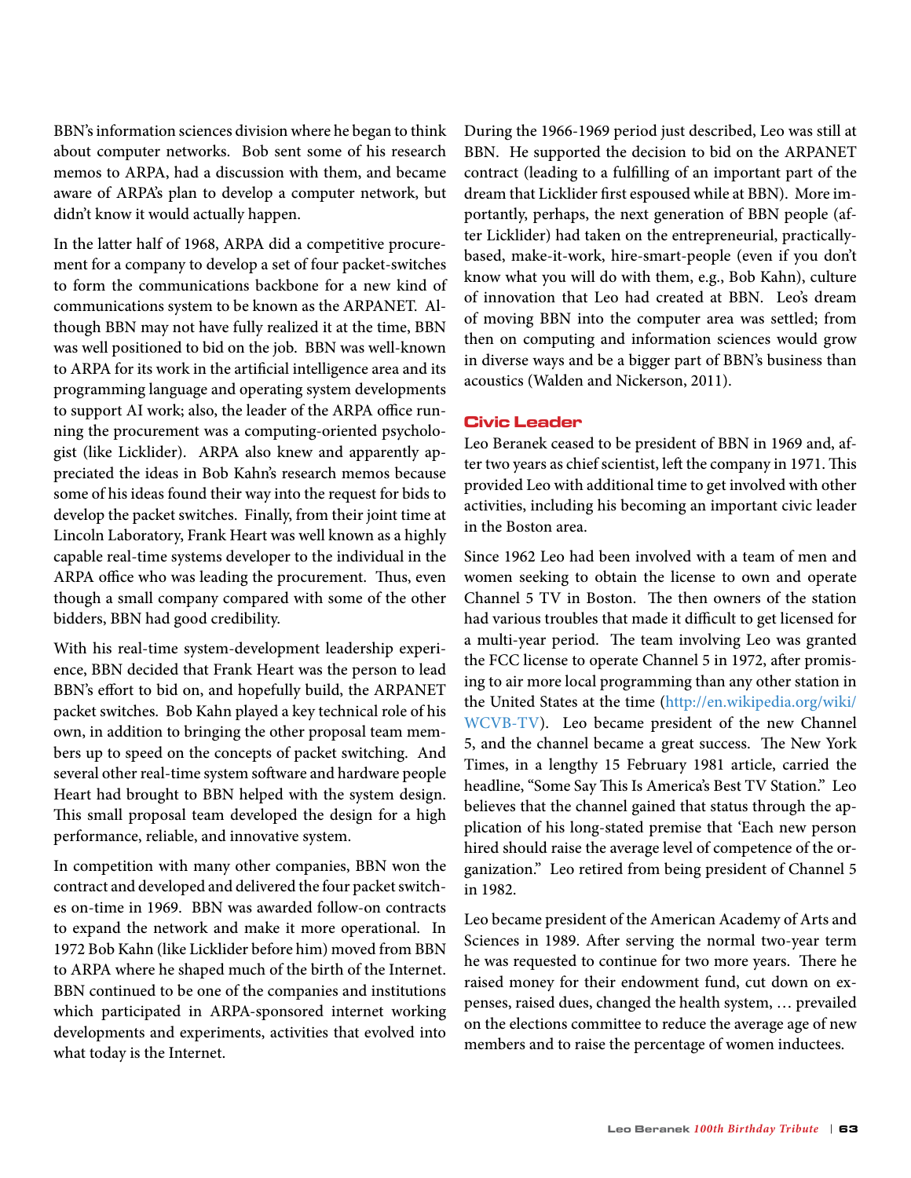BBN's information sciences division where he began to think about computer networks. Bob sent some of his research memos to ARPA, had a discussion with them, and became aware of ARPA's plan to develop a computer network, but didn't know it would actually happen.

In the latter half of 1968, ARPA did a competitive procurement for a company to develop a set of four packet-switches to form the communications backbone for a new kind of communications system to be known as the ARPANET. Although BBN may not have fully realized it at the time, BBN was well positioned to bid on the job. BBN was well-known to ARPA for its work in the artificial intelligence area and its programming language and operating system developments to support AI work; also, the leader of the ARPA office running the procurement was a computing-oriented psychologist (like Licklider). ARPA also knew and apparently appreciated the ideas in Bob Kahn's research memos because some of his ideas found their way into the request for bids to develop the packet switches. Finally, from their joint time at Lincoln Laboratory, Frank Heart was well known as a highly capable real-time systems developer to the individual in the ARPA office who was leading the procurement. Thus, even though a small company compared with some of the other bidders, BBN had good credibility.

With his real-time system-development leadership experience, BBN decided that Frank Heart was the person to lead BBN's effort to bid on, and hopefully build, the ARPANET packet switches. Bob Kahn played a key technical role of his own, in addition to bringing the other proposal team members up to speed on the concepts of packet switching. And several other real-time system software and hardware people Heart had brought to BBN helped with the system design. This small proposal team developed the design for a high performance, reliable, and innovative system.

In competition with many other companies, BBN won the contract and developed and delivered the four packet switches on-time in 1969. BBN was awarded follow-on contracts to expand the network and make it more operational. In 1972 Bob Kahn (like Licklider before him) moved from BBN to ARPA where he shaped much of the birth of the Internet. BBN continued to be one of the companies and institutions which participated in ARPA-sponsored internet working developments and experiments, activities that evolved into what today is the Internet.

During the 1966-1969 period just described, Leo was still at BBN. He supported the decision to bid on the ARPANET contract (leading to a fulfilling of an important part of the dream that Licklider first espoused while at BBN). More importantly, perhaps, the next generation of BBN people (after Licklider) had taken on the entrepreneurial, practically-based, make-it-work, hire-smart-people (even if you don't know what you will do with them, e.g., Bob Kahn), culture of innovation that Leo had created at BBN. Leo's dream of moving BBN into the computer area was settled; from then on computing and information sciences would grow in diverse ways and be a bigger part of BBN's business than acoustics (Walden and Nickerson, 2011).

## Civic Leader

Leo Beranek ceased to be president of BBN in 1969 and, after two years as chief scientist, left the company in 1971. This provided Leo with additional time to get involved with other activities, including his becoming an important civic leader in the Boston area.

Since 1962 Leo had been involved with a team of men and women seeking to obtain the license to own and operate Channel 5 TV in Boston. The then owners of the station had various troubles that made it difficult to get licensed for a multi-year period. The team involving Leo was granted the FCC license to operate Channel 5 in 1972, after promising to air more local programming than any other station in the United States at the time (http://en.wikipedia.org/wiki/WCVB-TV). Leo became president of the new Channel 5, and the channel became a great success. The New York Times, in a lengthy 15 February 1981 article, carried the headline, "Some Say This Is America's Best TV Station." Leo believes that the channel gained that status through the application of his long-stated premise that 'Each new person hired should raise the average level of competence of the organization." Leo retired from being president of Channel 5 in 1982.

Leo became president of the American Academy of Arts and Sciences in 1989. After serving the normal two-year term he was requested to continue for two more years. There he raised money for their endowment fund, cut down on expenses, raised dues, changed the health system, … prevailed on the elections committee to reduce the average age of new members and to raise the percentage of women inductees.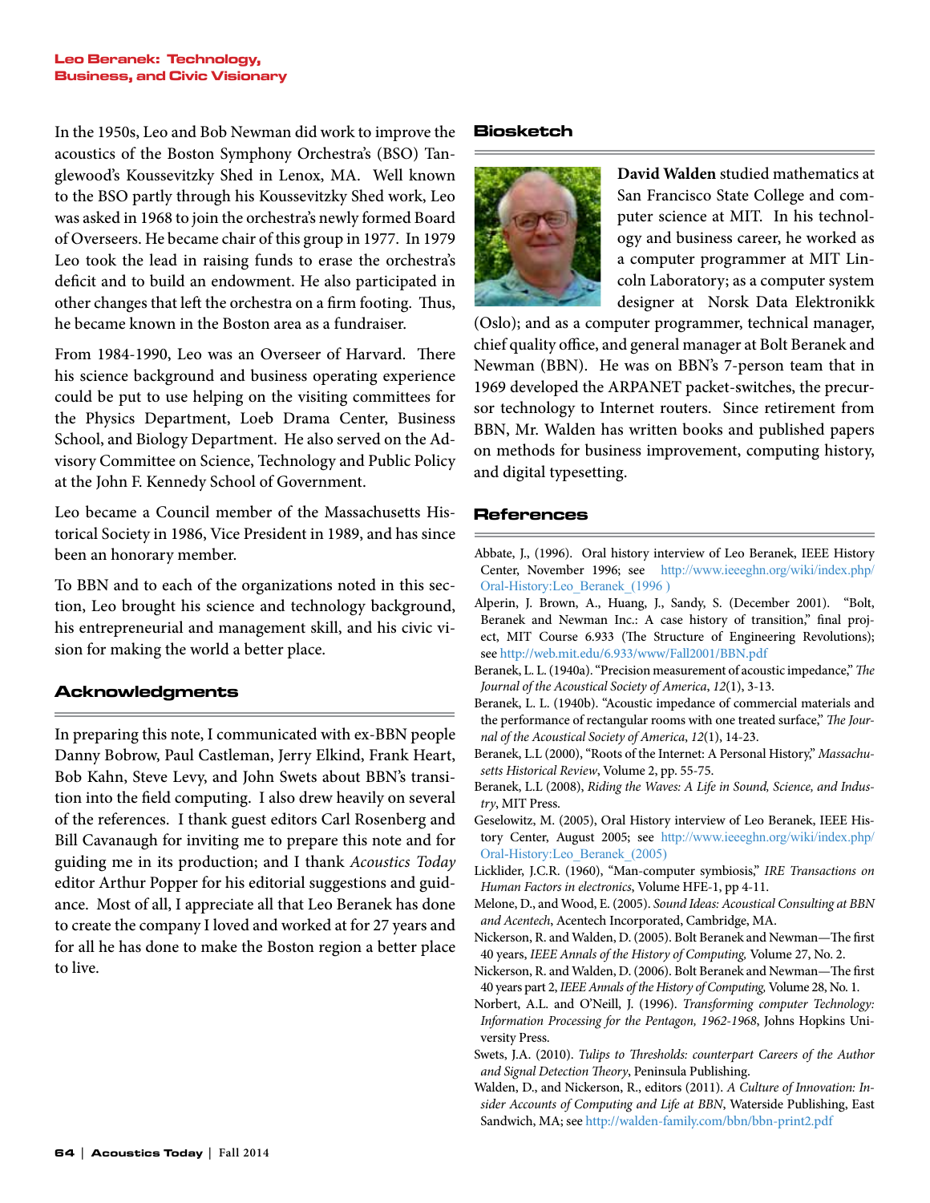In the 1950s, Leo and Bob Newman did work to improve the acoustics of the Boston Symphony Orchestra's (BSO) Tanglewood's Koussevitzky Shed in Lenox, MA. Well known to the BSO partly through his Koussevitzky Shed work, Leo was asked in 1968 to join the orchestra's newly formed Board of Overseers. He became chair of this group in 1977. In 1979 Leo took the lead in raising funds to erase the orchestra's deficit and to build an endowment. He also participated in other changes that left the orchestra on a firm footing. Thus, he became known in the Boston area as a fundraiser.

From 1984-1990, Leo was an Overseer of Harvard. There his science background and business operating experience could be put to use helping on the visiting committees for the Physics Department, Loeb Drama Center, Business School, and Biology Department. He also served on the Advisory Committee on Science, Technology and Public Policy at the John F. Kennedy School of Government.

Leo became a Council member of the Massachusetts Historical Society in 1986, Vice President in 1989, and has since been an honorary member.

To BBN and to each of the organizations noted in this section, Leo brought his science and technology background, his entrepreneurial and management skill, and his civic vision for making the world a better place.

## Acknowledgments

In preparing this note, I communicated with ex-BBN people Danny Bobrow, Paul Castleman, Jerry Elkind, Frank Heart, Bob Kahn, Steve Levy, and John Swets about BBN's transition into the field computing. I also drew heavily on several of the references. I thank guest editors Carl Rosenberg and Bill Cavanaugh for inviting me to prepare this note and for guiding me in its production; and I thank *Acoustics Today* editor Arthur Popper for his editorial suggestions and guidance. Most of all, I appreciate all that Leo Beranek has done to create the company I loved and worked at for 27 years and for all he has done to make the Boston region a better place to live.

## Biosketch

**David Walden** studied mathematics at San Francisco State College and computer science at MIT. In his technology and business career, he worked as a computer programmer at MIT Lincoln Laboratory; as a computer system designer at Norsk Data Elektronikk (Oslo); and as a computer programmer, technical manager, chief quality office, and general manager at Bolt Beranek and Newman (BBN). He was on BBN's 7-person team that in 1969 developed the ARPANET packet-switches, the precursor technology to Internet routers. Since retirement from BBN, Mr. Walden has written books and published papers on methods for business improvement, computing history, and digital typesetting.

## References

Abbate, J., (1996). Oral history interview of Leo Beranek, IEEE History Center, November 1996; see http://www.ieeeghn.org/wiki/index.php/Oral-History:Leo_Beranek_(1996 )

Alperin, J. Brown, A., Huang, J., Sandy, S. (December 2001). "Bolt, Beranek and Newman Inc.: A case history of transition," final project, MIT Course 6.933 (The Structure of Engineering Revolutions); see http://web.mit.edu/6.933/www/Fall2001/BBN.pdf

Beranek, L. L. (1940a). "Precision measurement of acoustic impedance," *The Journal of the Acoustical Society of America*, *12*(1), 3-13.

Beranek, L. L. (1940b). "Acoustic impedance of commercial materials and the performance of rectangular rooms with one treated surface," *The Journal of the Acoustical Society of America*, *12*(1), 14-23.

Beranek, L.L (2000), "Roots of the Internet: A Personal History," *Massachusetts Historical Review*, Volume 2, pp. 55-75.

Beranek, L.L (2008), *Riding the Waves: A Life in Sound, Science, and Industry*, MIT Press.

Geselowitz, M. (2005), Oral History interview of Leo Beranek, IEEE History Center, August 2005; see http://www.ieeeghn.org/wiki/index.php/Oral-History:Leo_Beranek_(2005)

Licklider, J.C.R. (1960), "Man-computer symbiosis," *IRE Transactions on Human Factors in electronics*, Volume HFE-1, pp 4-11.

Melone, D., and Wood, E. (2005). *Sound Ideas: Acoustical Consulting at BBN and Acentech*, Acentech Incorporated, Cambridge, MA.

Nickerson, R. and Walden, D. (2005). Bolt Beranek and Newman—The first 40 years, *IEEE Annals of the History of Computing,* Volume 27, No. 2.

Nickerson, R. and Walden, D. (2006). Bolt Beranek and Newman—The first 40 years part 2, *IEEE Annals of the History of Computing,* Volume 28, No. 1.

Norbert, A.L. and O'Neill, J. (1996). *Transforming computer Technology: Information Processing for the Pentagon, 1962-1968*, Johns Hopkins University Press.

Swets, J.A. (2010). *Tulips to Thresholds: counterpart Careers of the Author and Signal Detection Theory*, Peninsula Publishing.

Walden, D., and Nickerson, R., editors (2011). *A Culture of Innovation: Insider Accounts of Computing and Life at BBN*, Waterside Publishing, East Sandwich, MA; see http://walden-family.com/bbn/bbn-print2.pdf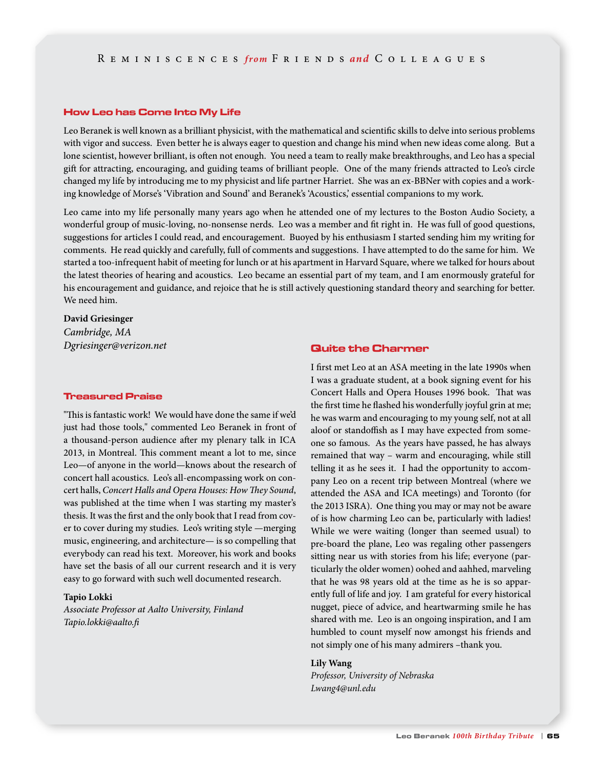## How Leo has Come Into My Life

Leo Beranek is well known as a brilliant physicist, with the mathematical and scientific skills to delve into serious problems with vigor and success. Even better he is always eager to question and change his mind when new ideas come along. But a lone scientist, however brilliant, is often not enough. You need a team to really make breakthroughs, and Leo has a special gift for attracting, encouraging, and guiding teams of brilliant people. One of the many friends attracted to Leo's circle changed my life by introducing me to my physicist and life partner Harriet. She was an ex-BBNer with copies and a working knowledge of Morse's 'Vibration and Sound' and Beranek's 'Acoustics,' essential companions to my work.

Leo came into my life personally many years ago when he attended one of my lectures to the Boston Audio Society, a wonderful group of music-loving, no-nonsense nerds. Leo was a member and fit right in. He was full of good questions, suggestions for articles I could read, and encouragement. Buoyed by his enthusiasm I started sending him my writing for comments. He read quickly and carefully, full of comments and suggestions. I have attempted to do the same for him. We started a too-infrequent habit of meeting for lunch or at his apartment in Harvard Square, where we talked for hours about the latest theories of hearing and acoustics. Leo became an essential part of my team, and I am enormously grateful for his encouragement and guidance, and rejoice that he is still actively questioning standard theory and searching for better. We need him.

**David Griesinger**
*Cambridge, MA*
*Dgriesinger@verizon.net*

## Treasured Praise

"This is fantastic work! We would have done the same if we'd just had those tools," commented Leo Beranek in front of a thousand-person audience after my plenary talk in ICA 2013, in Montreal. This comment meant a lot to me, since Leo—of anyone in the world—knows about the research of concert hall acoustics. Leo's all-encompassing work on concert halls, *Concert Halls and Opera Houses: How They Sound*, was published at the time when I was starting my master's thesis. It was the first and the only book that I read from cover to cover during my studies. Leo's writing style —merging music, engineering, and architecture— is so compelling that everybody can read his text. Moreover, his work and books have set the basis of all our current research and it is very easy to go forward with such well documented research.

**Tapio Lokki**
*Associate Professor at Aalto University, Finland*
*Tapio.lokki@aalto.fi*

## Quite the Charmer

I first met Leo at an ASA meeting in the late 1990s when I was a graduate student, at a book signing event for his Concert Halls and Opera Houses 1996 book. That was the first time he flashed his wonderfully joyful grin at me; he was warm and encouraging to my young self, not at all aloof or standoffish as I may have expected from someone so famous. As the years have passed, he has always remained that way – warm and encouraging, while still telling it as he sees it. I had the opportunity to accompany Leo on a recent trip between Montreal (where we attended the ASA and ICA meetings) and Toronto (for the 2013 ISRA). One thing you may or may not be aware of is how charming Leo can be, particularly with ladies! While we were waiting (longer than seemed usual) to pre-board the plane, Leo was regaling other passengers sitting near us with stories from his life; everyone (particularly the older women) oohed and aahhed, marveling that he was 98 years old at the time as he is so apparently full of life and joy. I am grateful for every historical nugget, piece of advice, and heartwarming smile he has shared with me. Leo is an ongoing inspiration, and I am humbled to count myself now amongst his friends and not simply one of his many admirers –thank you.

**Lily Wang**
*Professor, University of Nebraska*
*Lwang4@unl.edu*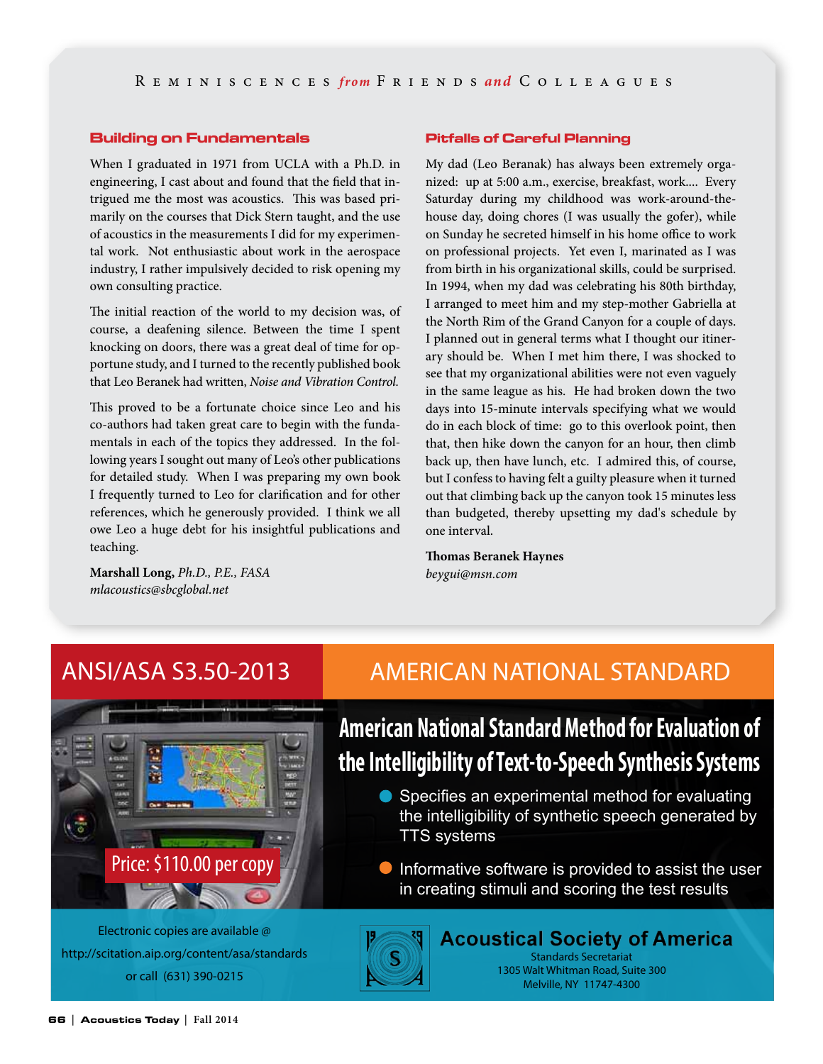## Building on Fundamentals

When I graduated in 1971 from UCLA with a Ph.D. in engineering, I cast about and found that the field that intrigued me the most was acoustics. This was based primarily on the courses that Dick Stern taught, and the use of acoustics in the measurements I did for my experimental work. Not enthusiastic about work in the aerospace industry, I rather impulsively decided to risk opening my own consulting practice.

The initial reaction of the world to my decision was, of course, a deafening silence. Between the time I spent knocking on doors, there was a great deal of time for opportune study, and I turned to the recently published book that Leo Beranek had written, *Noise and Vibration Control.*

This proved to be a fortunate choice since Leo and his co-authors had taken great care to begin with the fundamentals in each of the topics they addressed. In the following years I sought out many of Leo's other publications for detailed study. When I was preparing my own book I frequently turned to Leo for clarification and for other references, which he generously provided. I think we all owe Leo a huge debt for his insightful publications and teaching.

**Marshall Long,** *Ph.D., P.E., FASA*
*mlacoustics@sbcglobal.net*

## Pitfalls of Careful Planning

My dad (Leo Beranak) has always been extremely organized: up at 5:00 a.m., exercise, breakfast, work.... Every Saturday during my childhood was work-around-the-house day, doing chores (I was usually the gofer), while on Sunday he secreted himself in his home office to work on professional projects. Yet even I, marinated as I was from birth in his organizational skills, could be surprised. In 1994, when my dad was celebrating his 80th birthday, I arranged to meet him and my step-mother Gabriella at the North Rim of the Grand Canyon for a couple of days. I planned out in general terms what I thought our itinerary should be. When I met him there, I was shocked to see that my organizational abilities were not even vaguely in the same league as his. He had broken down the two days into 15-minute intervals specifying what we would do in each block of time: go to this overlook point, then that, then hike down the canyon for an hour, then climb back up, then have lunch, etc. I admired this, of course, but I confess to having felt a guilty pleasure when it turned out that climbing back up the canyon took 15 minutes less than budgeted, thereby upsetting my dad's schedule by one interval.

**Thomas Beranek Haynes**
*beygui@msn.com*

---

ANSI/ASA S3.50-2013

AMERICAN NATIONAL STANDARD

**American National Standard Method for Evaluation of the Intelligibility of Text-to-Speech Synthesis Systems**

- Specifies an experimental method for evaluating the intelligibility of synthetic speech generated by TTS systems
- Informative software is provided to assist the user in creating stimuli and scoring the test results

Price: $110.00 per copy

Electronic copies are available @
http://scitation.aip.org/content/asa/standards
or call (631) 390-0215

**Acoustical Society of America**
Standards Secretariat
1305 Walt Whitman Road, Suite 300
Melville, NY 11747-4300